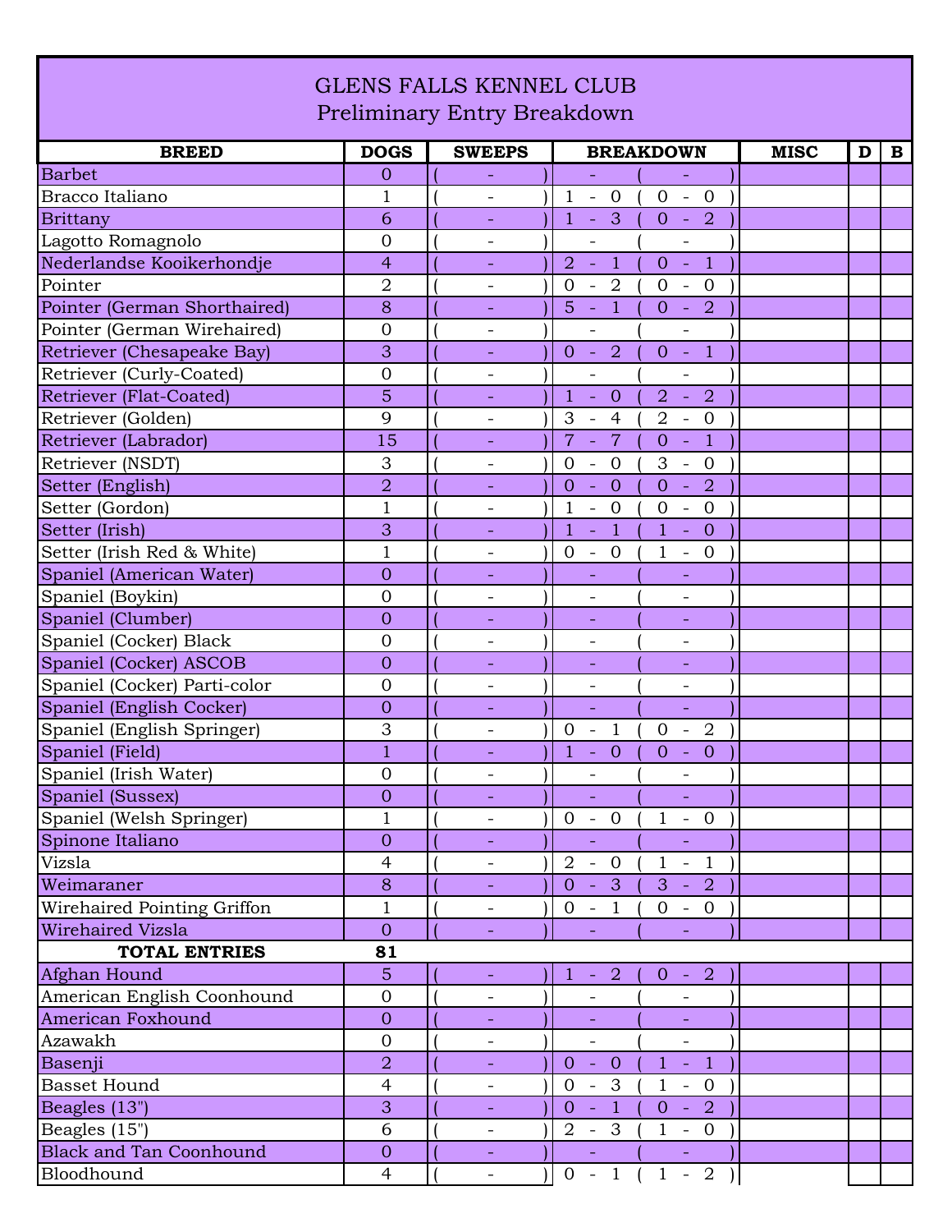# GLENS FALLS KENNEL CLUB
## Preliminary Entry Breakdown

| BREED | DOGS | SWEEPS | BREAKDOWN | MISC | D | B |
|---|---|---|---|---|---|---|
| Barbet | 0 | ( - ) | - ( - ) | | | |
| Bracco Italiano | 1 | ( - ) | 1 - 0 ( 0 - 0 ) | | | |
| Brittany | 6 | ( - ) | 1 - 3 ( 0 - 2 ) | | | |
| Lagotto Romagnolo | 0 | ( - ) | - ( - ) | | | |
| Nederlandse Kooikerhondje | 4 | ( - ) | 2 - 1 ( 0 - 1 ) | | | |
| Pointer | 2 | ( - ) | 0 - 2 ( 0 - 0 ) | | | |
| Pointer (German Shorthaired) | 8 | ( - ) | 5 - 1 ( 0 - 2 ) | | | |
| Pointer (German Wirehaired) | 0 | ( - ) | - ( - ) | | | |
| Retriever (Chesapeake Bay) | 3 | ( - ) | 0 - 2 ( 0 - 1 ) | | | |
| Retriever (Curly-Coated) | 0 | ( - ) | - ( - ) | | | |
| Retriever (Flat-Coated) | 5 | ( - ) | 1 - 0 ( 2 - 2 ) | | | |
| Retriever (Golden) | 9 | ( - ) | 3 - 4 ( 2 - 0 ) | | | |
| Retriever (Labrador) | 15 | ( - ) | 7 - 7 ( 0 - 1 ) | | | |
| Retriever (NSDT) | 3 | ( - ) | 0 - 0 ( 3 - 0 ) | | | |
| Setter (English) | 2 | ( - ) | 0 - 0 ( 0 - 2 ) | | | |
| Setter (Gordon) | 1 | ( - ) | 1 - 0 ( 0 - 0 ) | | | |
| Setter (Irish) | 3 | ( - ) | 1 - 1 ( 1 - 0 ) | | | |
| Setter (Irish Red & White) | 1 | ( - ) | 0 - 0 ( 1 - 0 ) | | | |
| Spaniel (American Water) | 0 | ( - ) | - ( - ) | | | |
| Spaniel (Boykin) | 0 | ( - ) | - ( - ) | | | |
| Spaniel (Clumber) | 0 | ( - ) | - ( - ) | | | |
| Spaniel (Cocker) Black | 0 | ( - ) | - ( - ) | | | |
| Spaniel (Cocker) ASCOB | 0 | ( - ) | - ( - ) | | | |
| Spaniel (Cocker) Parti-color | 0 | ( - ) | - ( - ) | | | |
| Spaniel (English Cocker) | 0 | ( - ) | - ( - ) | | | |
| Spaniel (English Springer) | 3 | ( - ) | 0 - 1 ( 0 - 2 ) | | | |
| Spaniel (Field) | 1 | ( - ) | 1 - 0 ( 0 - 0 ) | | | |
| Spaniel (Irish Water) | 0 | ( - ) | - ( - ) | | | |
| Spaniel (Sussex) | 0 | ( - ) | - ( - ) | | | |
| Spaniel (Welsh Springer) | 1 | ( - ) | 0 - 0 ( 1 - 0 ) | | | |
| Spinone Italiano | 0 | ( - ) | - ( - ) | | | |
| Vizsla | 4 | ( - ) | 2 - 0 ( 1 - 1 ) | | | |
| Weimaraner | 8 | ( - ) | 0 - 3 ( 3 - 2 ) | | | |
| Wirehaired Pointing Griffon | 1 | ( - ) | 0 - 1 ( 0 - 0 ) | | | |
| Wirehaired Vizsla | 0 | ( - ) | - ( - ) | | | |
| **TOTAL ENTRIES** | **81** | | | | | |
| Afghan Hound | 5 | ( - ) | 1 - 2 ( 0 - 2 ) | | | |
| American English Coonhound | 0 | ( - ) | - ( - ) | | | |
| American Foxhound | 0 | ( - ) | - ( - ) | | | |
| Azawakh | 0 | ( - ) | - ( - ) | | | |
| Basenji | 2 | ( - ) | 0 - 0 ( 1 - 1 ) | | | |
| Basset Hound | 4 | ( - ) | 0 - 3 ( 1 - 0 ) | | | |
| Beagles (13") | 3 | ( - ) | 0 - 1 ( 0 - 2 ) | | | |
| Beagles (15") | 6 | ( - ) | 2 - 3 ( 1 - 0 ) | | | |
| Black and Tan Coonhound | 0 | ( - ) | - ( - ) | | | |
| Bloodhound | 4 | ( - ) | 0 - 1 ( 1 - 2 ) | | | |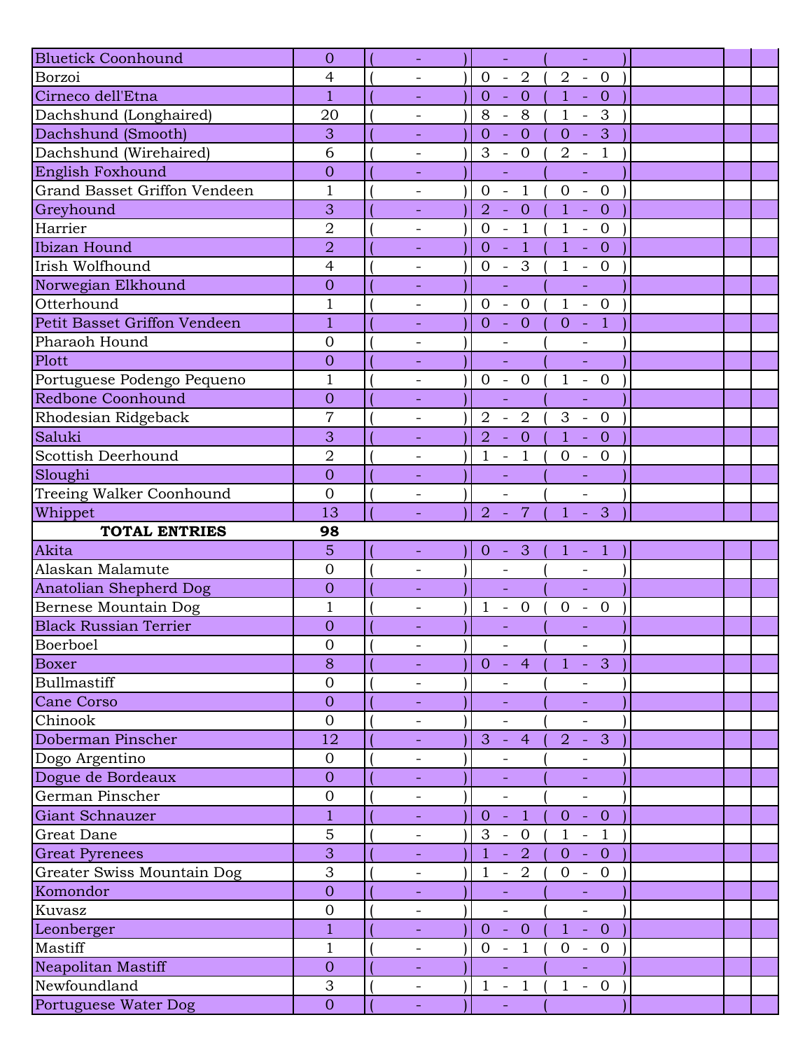| Breed | Entries | ( - ) | Record | | | |
|---|---|---|---|---|---|---|
| Bluetick Coonhound | 0 | ( - ) | - ( - ) | | | |
| Borzoi | 4 | ( - ) | 0 - 2 ( 2 - 0 ) | | | |
| Cirneco dell'Etna | 1 | ( - ) | 0 - 0 ( 1 - 0 ) | | | |
| Dachshund (Longhaired) | 20 | ( - ) | 8 - 8 ( 1 - 3 ) | | | |
| Dachshund (Smooth) | 3 | ( - ) | 0 - 0 ( 0 - 3 ) | | | |
| Dachshund (Wirehaired) | 6 | ( - ) | 3 - 0 ( 2 - 1 ) | | | |
| English Foxhound | 0 | ( - ) | - ( - ) | | | |
| Grand Basset Griffon Vendeen | 1 | ( - ) | 0 - 1 ( 0 - 0 ) | | | |
| Greyhound | 3 | ( - ) | 2 - 0 ( 1 - 0 ) | | | |
| Harrier | 2 | ( - ) | 0 - 1 ( 1 - 0 ) | | | |
| Ibizan Hound | 2 | ( - ) | 0 - 1 ( 1 - 0 ) | | | |
| Irish Wolfhound | 4 | ( - ) | 0 - 3 ( 1 - 0 ) | | | |
| Norwegian Elkhound | 0 | ( - ) | - ( - ) | | | |
| Otterhound | 1 | ( - ) | 0 - 0 ( 1 - 0 ) | | | |
| Petit Basset Griffon Vendeen | 1 | ( - ) | 0 - 0 ( 0 - 1 ) | | | |
| Pharaoh Hound | 0 | ( - ) | - ( - ) | | | |
| Plott | 0 | ( - ) | - ( - ) | | | |
| Portuguese Podengo Pequeno | 1 | ( - ) | 0 - 0 ( 1 - 0 ) | | | |
| Redbone Coonhound | 0 | ( - ) | - ( - ) | | | |
| Rhodesian Ridgeback | 7 | ( - ) | 2 - 2 ( 3 - 0 ) | | | |
| Saluki | 3 | ( - ) | 2 - 0 ( 1 - 0 ) | | | |
| Scottish Deerhound | 2 | ( - ) | 1 - 1 ( 0 - 0 ) | | | |
| Sloughi | 0 | ( - ) | - ( - ) | | | |
| Treeing Walker Coonhound | 0 | ( - ) | - ( - ) | | | |
| Whippet | 13 | ( - ) | 2 - 7 ( 1 - 3 ) | | | |
| **TOTAL ENTRIES** | **98** | | | | | |
| Akita | 5 | ( - ) | 0 - 3 ( 1 - 1 ) | | | |
| Alaskan Malamute | 0 | ( - ) | - ( - ) | | | |
| Anatolian Shepherd Dog | 0 | ( - ) | - ( - ) | | | |
| Bernese Mountain Dog | 1 | ( - ) | 1 - 0 ( 0 - 0 ) | | | |
| Black Russian Terrier | 0 | ( - ) | - ( - ) | | | |
| Boerboel | 0 | ( - ) | - ( - ) | | | |
| Boxer | 8 | ( - ) | 0 - 4 ( 1 - 3 ) | | | |
| Bullmastiff | 0 | ( - ) | - ( - ) | | | |
| Cane Corso | 0 | ( - ) | - ( - ) | | | |
| Chinook | 0 | ( - ) | - ( - ) | | | |
| Doberman Pinscher | 12 | ( - ) | 3 - 4 ( 2 - 3 ) | | | |
| Dogo Argentino | 0 | ( - ) | - ( - ) | | | |
| Dogue de Bordeaux | 0 | ( - ) | - ( - ) | | | |
| German Pinscher | 0 | ( - ) | - ( - ) | | | |
| Giant Schnauzer | 1 | ( - ) | 0 - 1 ( 0 - 0 ) | | | |
| Great Dane | 5 | ( - ) | 3 - 0 ( 1 - 1 ) | | | |
| Great Pyrenees | 3 | ( - ) | 1 - 2 ( 0 - 0 ) | | | |
| Greater Swiss Mountain Dog | 3 | ( - ) | 1 - 2 ( 0 - 0 ) | | | |
| Komondor | 0 | ( - ) | - ( - ) | | | |
| Kuvasz | 0 | ( - ) | - ( - ) | | | |
| Leonberger | 1 | ( - ) | 0 - 0 ( 1 - 0 ) | | | |
| Mastiff | 1 | ( - ) | 0 - 1 ( 0 - 0 ) | | | |
| Neapolitan Mastiff | 0 | ( - ) | - ( - ) | | | |
| Newfoundland | 3 | ( - ) | 1 - 1 ( 1 - 0 ) | | | |
| Portuguese Water Dog | 0 | ( - ) | - ( ) | | | |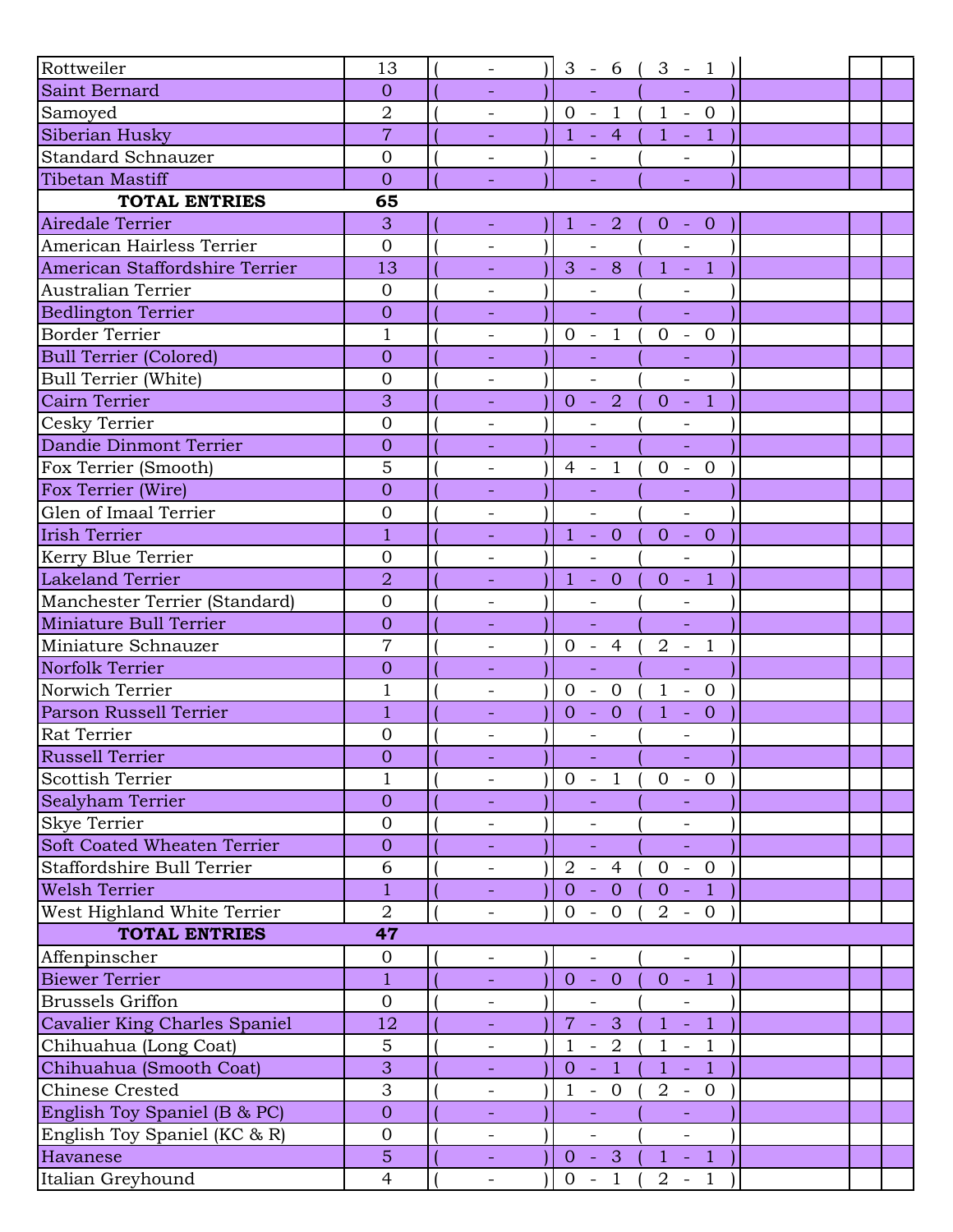| Breed | Entries | ( - ) | | | | |
|---|---|---|---|---|---|---|
| Rottweiler | 13 | ( - ) | 3 - 6 ( 3 - 1 ) | | | |
| Saint Bernard | 0 | ( - ) | - ( - ) | | | |
| Samoyed | 2 | ( - ) | 0 - 1 ( 1 - 0 ) | | | |
| Siberian Husky | 7 | ( - ) | 1 - 4 ( 1 - 1 ) | | | |
| Standard Schnauzer | 0 | ( - ) | - ( - ) | | | |
| Tibetan Mastiff | 0 | ( - ) | - ( - ) | | | |
| **TOTAL ENTRIES** | **65** | | | | | |
| Airedale Terrier | 3 | ( - ) | 1 - 2 ( 0 - 0 ) | | | |
| American Hairless Terrier | 0 | ( - ) | - ( - ) | | | |
| American Staffordshire Terrier | 13 | ( - ) | 3 - 8 ( 1 - 1 ) | | | |
| Australian Terrier | 0 | ( - ) | - ( - ) | | | |
| Bedlington Terrier | 0 | ( - ) | - ( - ) | | | |
| Border Terrier | 1 | ( - ) | 0 - 1 ( 0 - 0 ) | | | |
| Bull Terrier (Colored) | 0 | ( - ) | - ( - ) | | | |
| Bull Terrier (White) | 0 | ( - ) | - ( - ) | | | |
| Cairn Terrier | 3 | ( - ) | 0 - 2 ( 0 - 1 ) | | | |
| Cesky Terrier | 0 | ( - ) | - ( - ) | | | |
| Dandie Dinmont Terrier | 0 | ( - ) | - ( - ) | | | |
| Fox Terrier (Smooth) | 5 | ( - ) | 4 - 1 ( 0 - 0 ) | | | |
| Fox Terrier (Wire) | 0 | ( - ) | - ( - ) | | | |
| Glen of Imaal Terrier | 0 | ( - ) | - ( - ) | | | |
| Irish Terrier | 1 | ( - ) | 1 - 0 ( 0 - 0 ) | | | |
| Kerry Blue Terrier | 0 | ( - ) | - ( - ) | | | |
| Lakeland Terrier | 2 | ( - ) | 1 - 0 ( 0 - 1 ) | | | |
| Manchester Terrier (Standard) | 0 | ( - ) | - ( - ) | | | |
| Miniature Bull Terrier | 0 | ( - ) | - ( - ) | | | |
| Miniature Schnauzer | 7 | ( - ) | 0 - 4 ( 2 - 1 ) | | | |
| Norfolk Terrier | 0 | ( - ) | - ( - ) | | | |
| Norwich Terrier | 1 | ( - ) | 0 - 0 ( 1 - 0 ) | | | |
| Parson Russell Terrier | 1 | ( - ) | 0 - 0 ( 1 - 0 ) | | | |
| Rat Terrier | 0 | ( - ) | - ( - ) | | | |
| Russell Terrier | 0 | ( - ) | - ( - ) | | | |
| Scottish Terrier | 1 | ( - ) | 0 - 1 ( 0 - 0 ) | | | |
| Sealyham Terrier | 0 | ( - ) | - ( - ) | | | |
| Skye Terrier | 0 | ( - ) | - ( - ) | | | |
| Soft Coated Wheaten Terrier | 0 | ( - ) | - ( - ) | | | |
| Staffordshire Bull Terrier | 6 | ( - ) | 2 - 4 ( 0 - 0 ) | | | |
| Welsh Terrier | 1 | ( - ) | 0 - 0 ( 0 - 1 ) | | | |
| West Highland White Terrier | 2 | ( - ) | 0 - 0 ( 2 - 0 ) | | | |
| **TOTAL ENTRIES** | **47** | | | | | |
| Affenpinscher | 0 | ( - ) | - ( - ) | | | |
| Biewer Terrier | 1 | ( - ) | 0 - 0 ( 0 - 1 ) | | | |
| Brussels Griffon | 0 | ( - ) | - ( - ) | | | |
| Cavalier King Charles Spaniel | 12 | ( - ) | 7 - 3 ( 1 - 1 ) | | | |
| Chihuahua (Long Coat) | 5 | ( - ) | 1 - 2 ( 1 - 1 ) | | | |
| Chihuahua (Smooth Coat) | 3 | ( - ) | 0 - 1 ( 1 - 1 ) | | | |
| Chinese Crested | 3 | ( - ) | 1 - 0 ( 2 - 0 ) | | | |
| English Toy Spaniel (B & PC) | 0 | ( - ) | - ( - ) | | | |
| English Toy Spaniel (KC & R) | 0 | ( - ) | - ( - ) | | | |
| Havanese | 5 | ( - ) | 0 - 3 ( 1 - 1 ) | | | |
| Italian Greyhound | 4 | ( - ) | 0 - 1 ( 2 - 1 ) | | | |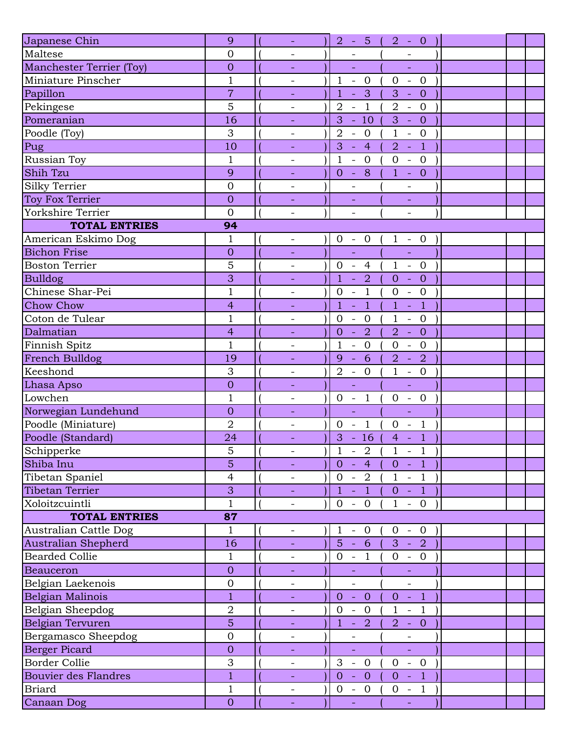| Breed | Entries | ( - ) | Count | | | |
|---|---|---|---|---|---|---|
| Japanese Chin | 9 | ( - ) | 2 - 5 ( 2 - 0 ) | | | |
| Maltese | 0 | ( - ) | - ( - ) | | | |
| Manchester Terrier (Toy) | 0 | ( - ) | - ( - ) | | | |
| Miniature Pinscher | 1 | ( - ) | 1 - 0 ( 0 - 0 ) | | | |
| Papillon | 7 | ( - ) | 1 - 3 ( 3 - 0 ) | | | |
| Pekingese | 5 | ( - ) | 2 - 1 ( 2 - 0 ) | | | |
| Pomeranian | 16 | ( - ) | 3 - 10 ( 3 - 0 ) | | | |
| Poodle (Toy) | 3 | ( - ) | 2 - 0 ( 1 - 0 ) | | | |
| Pug | 10 | ( - ) | 3 - 4 ( 2 - 1 ) | | | |
| Russian Toy | 1 | ( - ) | 1 - 0 ( 0 - 0 ) | | | |
| Shih Tzu | 9 | ( - ) | 0 - 8 ( 1 - 0 ) | | | |
| Silky Terrier | 0 | ( - ) | - ( - ) | | | |
| Toy Fox Terrier | 0 | ( - ) | - ( - ) | | | |
| Yorkshire Terrier | 0 | ( - ) | - ( - ) | | | |
| **TOTAL ENTRIES** | **94** | | | | | |
| American Eskimo Dog | 1 | ( - ) | 0 - 0 ( 1 - 0 ) | | | |
| Bichon Frise | 0 | ( - ) | - ( - ) | | | |
| Boston Terrier | 5 | ( - ) | 0 - 4 ( 1 - 0 ) | | | |
| Bulldog | 3 | ( - ) | 1 - 2 ( 0 - 0 ) | | | |
| Chinese Shar-Pei | 1 | ( - ) | 0 - 1 ( 0 - 0 ) | | | |
| Chow Chow | 4 | ( - ) | 1 - 1 ( 1 - 1 ) | | | |
| Coton de Tulear | 1 | ( - ) | 0 - 0 ( 1 - 0 ) | | | |
| Dalmatian | 4 | ( - ) | 0 - 2 ( 2 - 0 ) | | | |
| Finnish Spitz | 1 | ( - ) | 1 - 0 ( 0 - 0 ) | | | |
| French Bulldog | 19 | ( - ) | 9 - 6 ( 2 - 2 ) | | | |
| Keeshond | 3 | ( - ) | 2 - 0 ( 1 - 0 ) | | | |
| Lhasa Apso | 0 | ( - ) | - ( - ) | | | |
| Lowchen | 1 | ( - ) | 0 - 1 ( 0 - 0 ) | | | |
| Norwegian Lundehund | 0 | ( - ) | - ( - ) | | | |
| Poodle (Miniature) | 2 | ( - ) | 0 - 1 ( 0 - 1 ) | | | |
| Poodle (Standard) | 24 | ( - ) | 3 - 16 ( 4 - 1 ) | | | |
| Schipperke | 5 | ( - ) | 1 - 2 ( 1 - 1 ) | | | |
| Shiba Inu | 5 | ( - ) | 0 - 4 ( 0 - 1 ) | | | |
| Tibetan Spaniel | 4 | ( - ) | 0 - 2 ( 1 - 1 ) | | | |
| Tibetan Terrier | 3 | ( - ) | 1 - 1 ( 0 - 1 ) | | | |
| Xoloitzcuintli | 1 | ( - ) | 0 - 0 ( 1 - 0 ) | | | |
| **TOTAL ENTRIES** | **87** | | | | | |
| Australian Cattle Dog | 1 | ( - ) | 1 - 0 ( 0 - 0 ) | | | |
| Australian Shepherd | 16 | ( - ) | 5 - 6 ( 3 - 2 ) | | | |
| Bearded Collie | 1 | ( - ) | 0 - 1 ( 0 - 0 ) | | | |
| Beauceron | 0 | ( - ) | - ( - ) | | | |
| Belgian Laekenois | 0 | ( - ) | - ( - ) | | | |
| Belgian Malinois | 1 | ( - ) | 0 - 0 ( 0 - 1 ) | | | |
| Belgian Sheepdog | 2 | ( - ) | 0 - 0 ( 1 - 1 ) | | | |
| Belgian Tervuren | 5 | ( - ) | 1 - 2 ( 2 - 0 ) | | | |
| Bergamasco Sheepdog | 0 | ( - ) | - ( - ) | | | |
| Berger Picard | 0 | ( - ) | - ( - ) | | | |
| Border Collie | 3 | ( - ) | 3 - 0 ( 0 - 0 ) | | | |
| Bouvier des Flandres | 1 | ( - ) | 0 - 0 ( 0 - 1 ) | | | |
| Briard | 1 | ( - ) | 0 - 0 ( 0 - 1 ) | | | |
| Canaan Dog | 0 | ( - ) | - ( - ) | | | |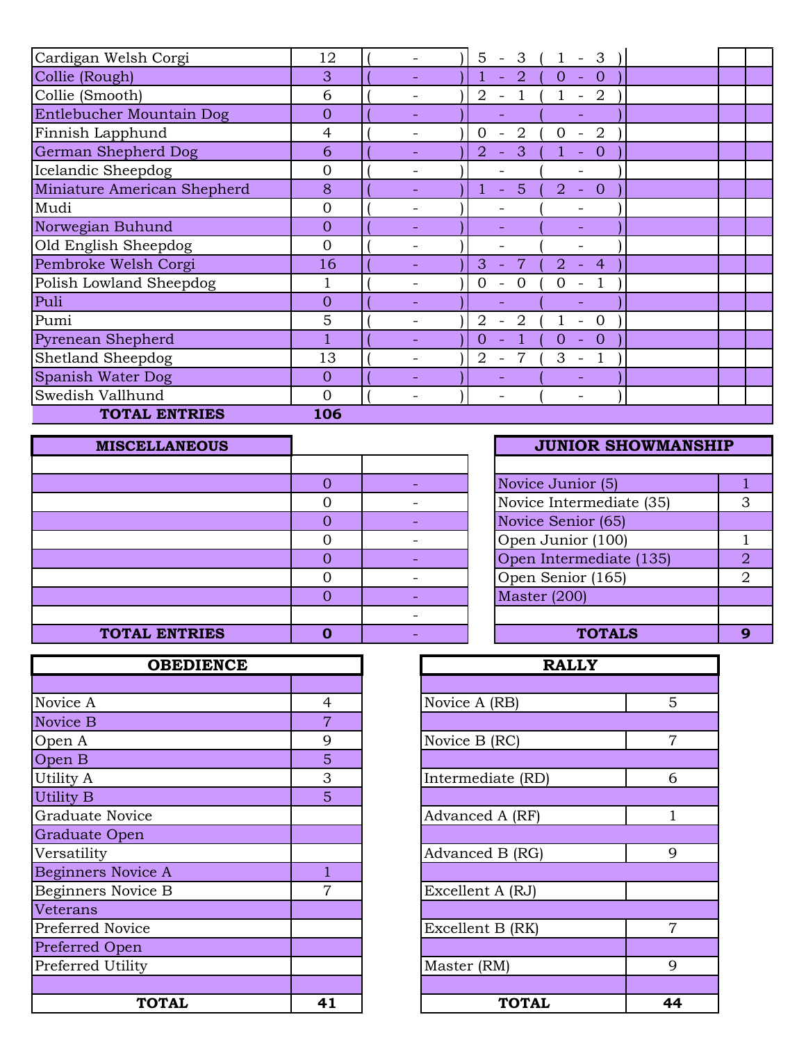| | | | | | |
|---|---|---|---|---|---|
| Cardigan Welsh Corgi | 12 | ( - ) | 5 - 3 ( 1 - 3 ) | | | |
| Collie (Rough) | 3 | ( - ) | 1 - 2 ( 0 - 0 ) | | | |
| Collie (Smooth) | 6 | ( - ) | 2 - 1 ( 1 - 2 ) | | | |
| Entlebucher Mountain Dog | 0 | ( - ) | - ( - ) | | | |
| Finnish Lapphund | 4 | ( - ) | 0 - 2 ( 0 - 2 ) | | | |
| German Shepherd Dog | 6 | ( - ) | 2 - 3 ( 1 - 0 ) | | | |
| Icelandic Sheepdog | 0 | ( - ) | - ( - ) | | | |
| Miniature American Shepherd | 8 | ( - ) | 1 - 5 ( 2 - 0 ) | | | |
| Mudi | 0 | ( - ) | - ( - ) | | | |
| Norwegian Buhund | 0 | ( - ) | - ( - ) | | | |
| Old English Sheepdog | 0 | ( - ) | - ( - ) | | | |
| Pembroke Welsh Corgi | 16 | ( - ) | 3 - 7 ( 2 - 4 ) | | | |
| Polish Lowland Sheepdog | 1 | ( - ) | 0 - 0 ( 0 - 1 ) | | | |
| Puli | 0 | ( - ) | - ( - ) | | | |
| Pumi | 5 | ( - ) | 2 - 2 ( 1 - 0 ) | | | |
| Pyrenean Shepherd | 1 | ( - ) | 0 - 1 ( 0 - 0 ) | | | |
| Shetland Sheepdog | 13 | ( - ) | 2 - 7 ( 3 - 1 ) | | | |
| Spanish Water Dog | 0 | ( - ) | - ( - ) | | | |
| Swedish Vallhund | 0 | ( - ) | - ( - ) | | | |
| **TOTAL ENTRIES** | **106** | | | | | |

| MISCELLANEOUS | | |
|---|---|---|
| | | |
| | 0 | - |
| | 0 | - |
| | 0 | - |
| | 0 | - |
| | 0 | - |
| | 0 | - |
| | 0 | - |
| | | - |
| **TOTAL ENTRIES** | **0** | - |

| JUNIOR SHOWMANSHIP | |
|---|---|
| | |
| Novice Junior (5) | 1 |
| Novice Intermediate (35) | 3 |
| Novice Senior (65) | |
| Open Junior (100) | 1 |
| Open Intermediate (135) | 2 |
| Open Senior (165) | 2 |
| Master (200) | |
| | |
| **TOTALS** | **9** |

| OBEDIENCE | |
|---|---|
| | |
| Novice A | 4 |
| Novice B | 7 |
| Open A | 9 |
| Open B | 5 |
| Utility A | 3 |
| Utility B | 5 |
| Graduate Novice | |
| Graduate Open | |
| Versatility | |
| Beginners Novice A | 1 |
| Beginners Novice B | 7 |
| Veterans | |
| Preferred Novice | |
| Preferred Open | |
| Preferred Utility | |
| | |
| **TOTAL** | **41** |

| RALLY | |
|---|---|
| | |
| Novice A (RB) | 5 |
| | |
| Novice B (RC) | 7 |
| | |
| Intermediate (RD) | 6 |
| | |
| Advanced A (RF) | 1 |
| | |
| Advanced B (RG) | 9 |
| | |
| Excellent A (RJ) | |
| | |
| Excellent B (RK) | 7 |
| | |
| Master (RM) | 9 |
| | |
| **TOTAL** | **44** |